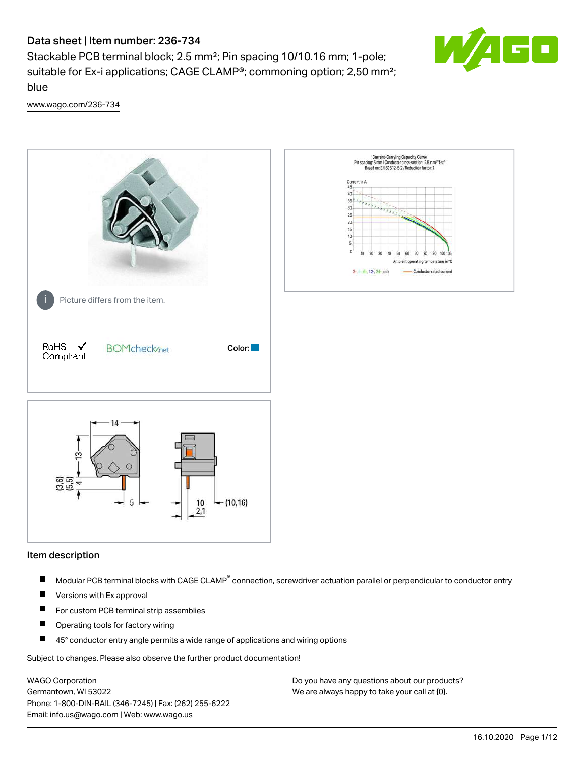# Data sheet | Item number: 236-734

Stackable PCB terminal block; 2.5 mm²; Pin spacing 10/10.16 mm; 1-pole; suitable for Ex-i applications; CAGE CLAMP®; commoning option; 2,50 mm²; blue

www.wago.com/236-734

Picture differs from the item.

RoHS Compliant

BOMcheck.net

Color:

## Item description

- Modular PCB terminal blocks with CAGE CLAMP® connection, screwdriver actuation parallel or perpendicular to conductor entry
- Versions with Ex approval
- For custom PCB terminal strip assemblies
- Operating tools for factory wiring
- 45° conductor entry angle permits a wide range of applications and wiring options

Subject to changes. Please also observe the further product documentation!

WAGO Corporation
Germantown, WI 53022
Phone: 1-800-DIN-RAIL (346-7245) | Fax: (262) 255-6222
Email: info.us@wago.com | Web: www.wago.us

Do you have any questions about our products?
We are always happy to take your call at {0}.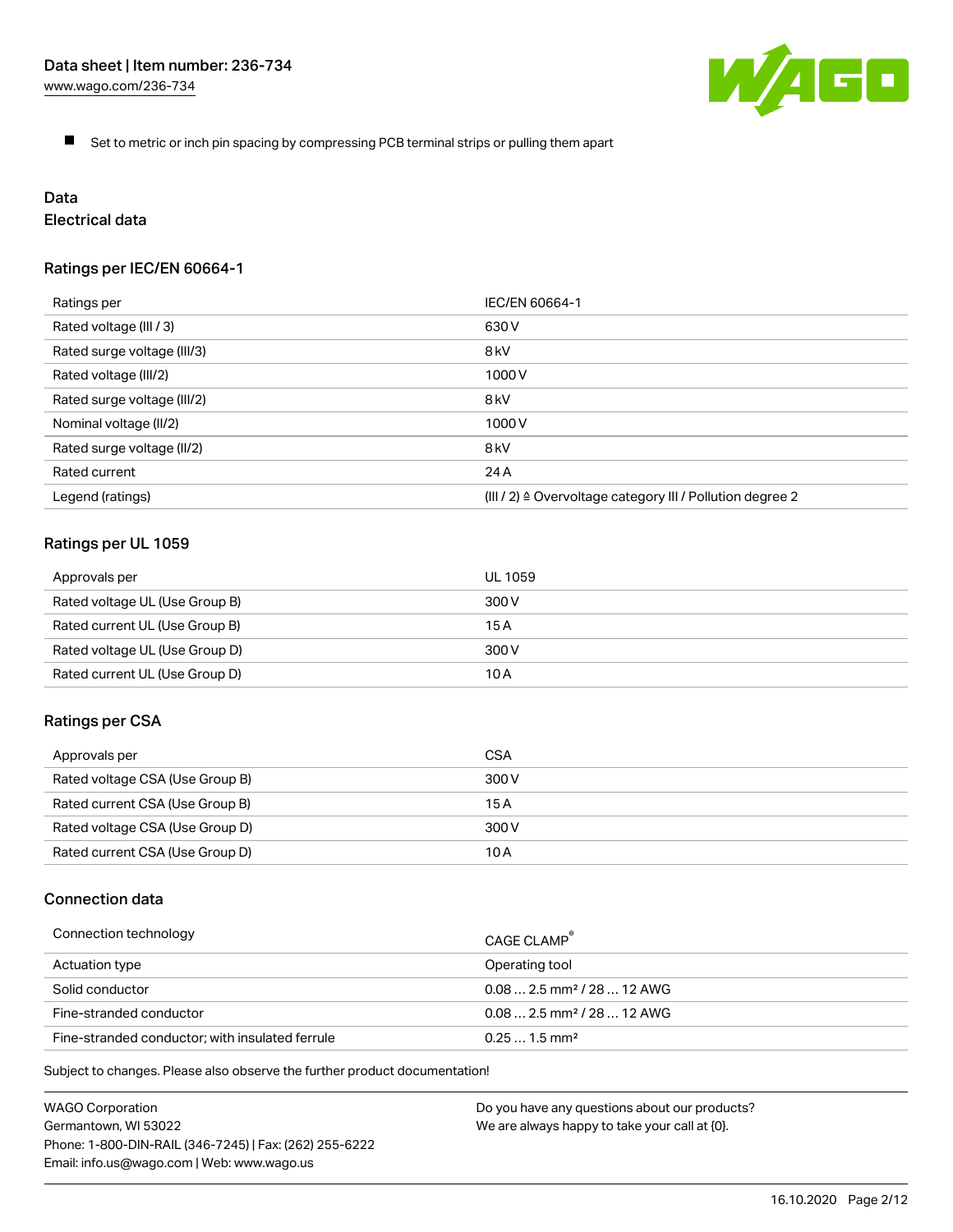- Set to metric or inch pin spacing by compressing PCB terminal strips or pulling them apart

## Data

### Electrical data

#### Ratings per IEC/EN 60664-1

| Ratings per | IEC/EN 60664-1 |
| --- | --- |
| Rated voltage (III / 3) | 630 V |
| Rated surge voltage (III/3) | 8 kV |
| Rated voltage (III/2) | 1000 V |
| Rated surge voltage (III/2) | 8 kV |
| Nominal voltage (II/2) | 1000 V |
| Rated surge voltage (II/2) | 8 kV |
| Rated current | 24 A |
| Legend (ratings) | (III / 2) ≙ Overvoltage category III / Pollution degree 2 |

#### Ratings per UL 1059

| Approvals per | UL 1059 |
| --- | --- |
| Rated voltage UL (Use Group B) | 300 V |
| Rated current UL (Use Group B) | 15 A |
| Rated voltage UL (Use Group D) | 300 V |
| Rated current UL (Use Group D) | 10 A |

#### Ratings per CSA

| Approvals per | CSA |
| --- | --- |
| Rated voltage CSA (Use Group B) | 300 V |
| Rated current CSA (Use Group B) | 15 A |
| Rated voltage CSA (Use Group D) | 300 V |
| Rated current CSA (Use Group D) | 10 A |

### Connection data

| Connection technology | CAGE CLAMP® |
| --- | --- |
| Actuation type | Operating tool |
| Solid conductor | 0.08 … 2.5 mm² / 28 … 12 AWG |
| Fine-stranded conductor | 0.08 … 2.5 mm² / 28 … 12 AWG |
| Fine-stranded conductor; with insulated ferrule | 0.25 … 1.5 mm² |

Subject to changes. Please also observe the further product documentation!

WAGO Corporation
Germantown, WI 53022
Phone: 1-800-DIN-RAIL (346-7245) | Fax: (262) 255-6222
Email: info.us@wago.com | Web: www.wago.us

Do you have any questions about our products?
We are always happy to take your call at {0}.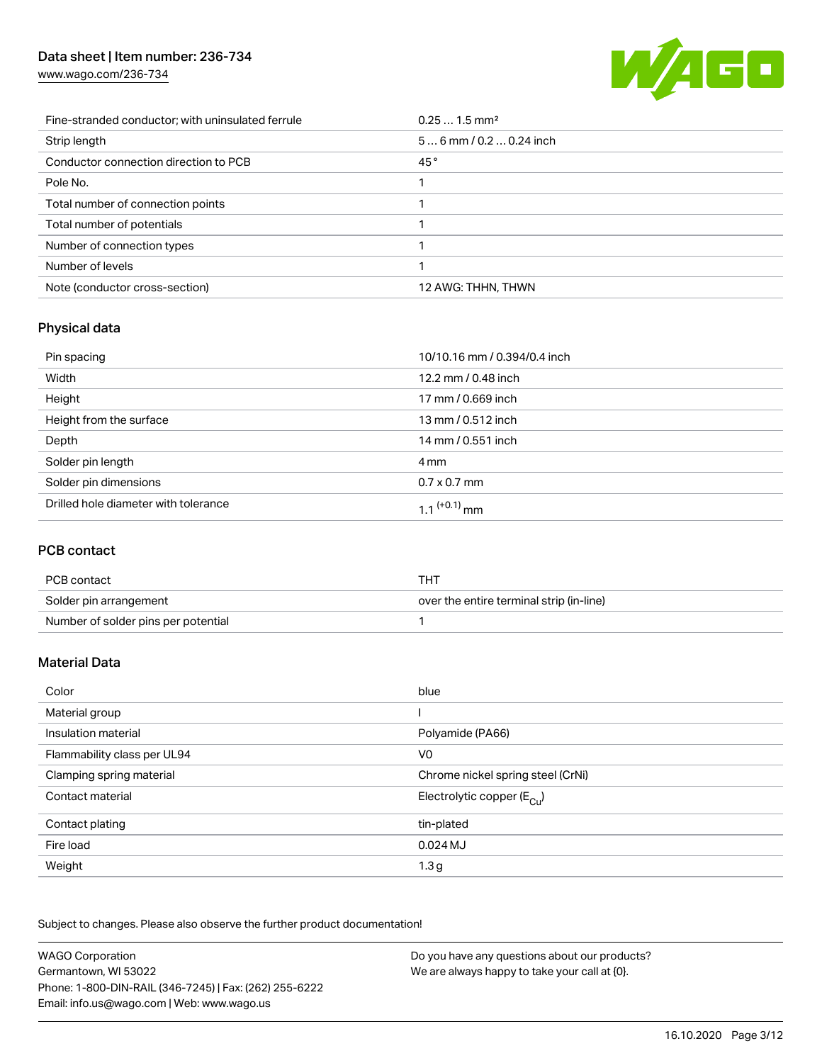| | |
|---|---|
| Fine-stranded conductor; with uninsulated ferrule | 0.25 … 1.5 mm² |
| Strip length | 5 … 6 mm / 0.2 … 0.24 inch |
| Conductor connection direction to PCB | 45 ° |
| Pole No. | 1 |
| Total number of connection points | 1 |
| Total number of potentials | 1 |
| Number of connection types | 1 |
| Number of levels | 1 |
| Note (conductor cross-section) | 12 AWG: THHN, THWN |

## Physical data

| | |
|---|---|
| Pin spacing | 10/10.16 mm / 0.394/0.4 inch |
| Width | 12.2 mm / 0.48 inch |
| Height | 17 mm / 0.669 inch |
| Height from the surface | 13 mm / 0.512 inch |
| Depth | 14 mm / 0.551 inch |
| Solder pin length | 4 mm |
| Solder pin dimensions | 0.7 x 0.7 mm |
| Drilled hole diameter with tolerance | $1.1^{(+0.1)}$ mm |

## PCB contact

| | |
|---|---|
| PCB contact | THT |
| Solder pin arrangement | over the entire terminal strip (in-line) |
| Number of solder pins per potential | 1 |

## Material Data

| | |
|---|---|
| Color | blue |
| Material group | I |
| Insulation material | Polyamide (PA66) |
| Flammability class per UL94 | V0 |
| Clamping spring material | Chrome nickel spring steel (CrNi) |
| Contact material | Electrolytic copper ($E_{Cu}$) |
| Contact plating | tin-plated |
| Fire load | 0.024 MJ |
| Weight | 1.3 g |

Subject to changes. Please also observe the further product documentation!

WAGO Corporation
Germantown, WI 53022
Phone: 1-800-DIN-RAIL (346-7245) | Fax: (262) 255-6222
Email: info.us@wago.com | Web: www.wago.us

Do you have any questions about our products?
We are always happy to take your call at {0}.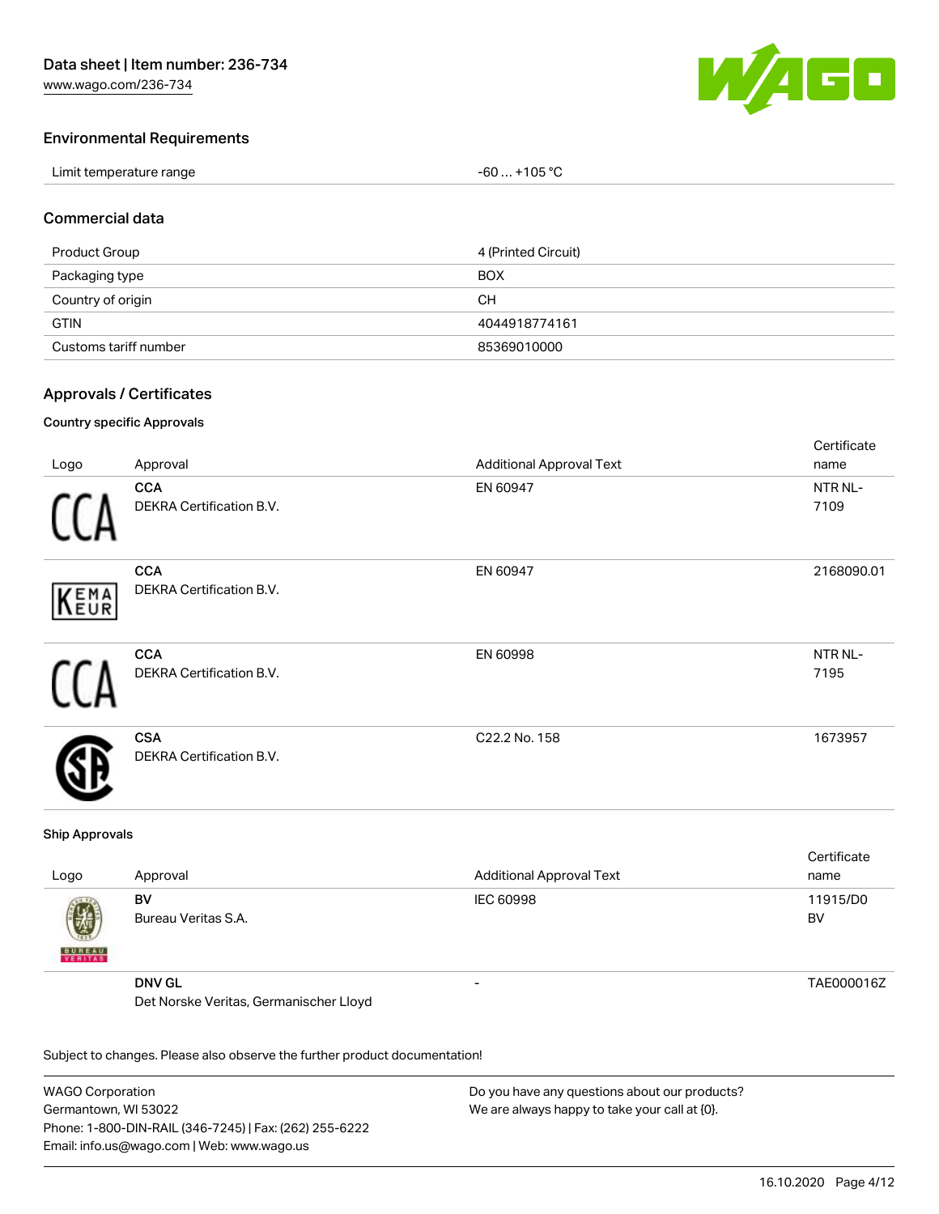## Environmental Requirements

| | |
|---|---|
| Limit temperature range | -60 … +105 °C |

## Commercial data

| | |
|---|---|
| Product Group | 4 (Printed Circuit) |
| Packaging type | BOX |
| Country of origin | CH |
| GTIN | 4044918774161 |
| Customs tariff number | 85369010000 |

## Approvals / Certificates

### Country specific Approvals

| Logo | Approval | Additional Approval Text | Certificate name |
|---|---|---|---|
| | **CCA** DEKRA Certification B.V. | EN 60947 | NTR NL-7109 |
| | **CCA** DEKRA Certification B.V. | EN 60947 | 2168090.01 |
| | **CCA** DEKRA Certification B.V. | EN 60998 | NTR NL-7195 |
| | **CSA** DEKRA Certification B.V. | C22.2 No. 158 | 1673957 |

### Ship Approvals

| Logo | Approval | Additional Approval Text | Certificate name |
|---|---|---|---|
| | **BV** Bureau Veritas S.A. | IEC 60998 | 11915/D0 BV |
| | **DNV GL** Det Norske Veritas, Germanischer Lloyd | - | TAE000016Z |

Subject to changes. Please also observe the further product documentation!

WAGO Corporation
Germantown, WI 53022
Phone: 1-800-DIN-RAIL (346-7245) | Fax: (262) 255-6222
Email: info.us@wago.com | Web: www.wago.us

Do you have any questions about our products?
We are always happy to take your call at {0}.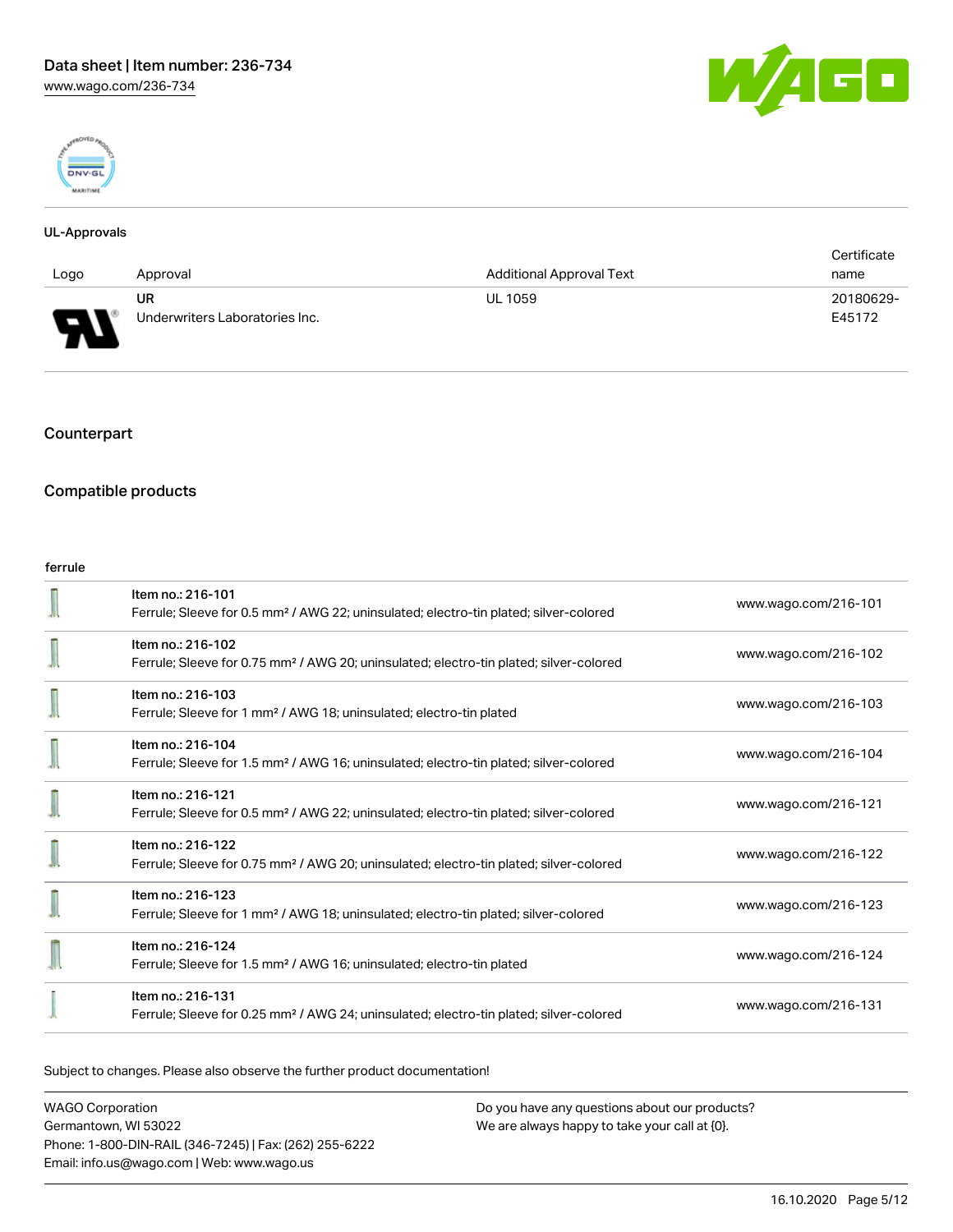## UL-Approvals

| Logo | Approval | Additional Approval Text | Certificate name |
| --- | --- | --- | --- |
| | UR<br>Underwriters Laboratories Inc. | UL 1059 | 20180629-E45172 |

## Counterpart

## Compatible products

ferrule

| | | |
| --- | --- | --- |
| | Item no.: 216-101<br>Ferrule; Sleeve for 0.5 mm² / AWG 22; uninsulated; electro-tin plated; silver-colored | www.wago.com/216-101 |
| | Item no.: 216-102<br>Ferrule; Sleeve for 0.75 mm² / AWG 20; uninsulated; electro-tin plated; silver-colored | www.wago.com/216-102 |
| | Item no.: 216-103<br>Ferrule; Sleeve for 1 mm² / AWG 18; uninsulated; electro-tin plated | www.wago.com/216-103 |
| | Item no.: 216-104<br>Ferrule; Sleeve for 1.5 mm² / AWG 16; uninsulated; electro-tin plated; silver-colored | www.wago.com/216-104 |
| | Item no.: 216-121<br>Ferrule; Sleeve for 0.5 mm² / AWG 22; uninsulated; electro-tin plated; silver-colored | www.wago.com/216-121 |
| | Item no.: 216-122<br>Ferrule; Sleeve for 0.75 mm² / AWG 20; uninsulated; electro-tin plated; silver-colored | www.wago.com/216-122 |
| | Item no.: 216-123<br>Ferrule; Sleeve for 1 mm² / AWG 18; uninsulated; electro-tin plated; silver-colored | www.wago.com/216-123 |
| | Item no.: 216-124<br>Ferrule; Sleeve for 1.5 mm² / AWG 16; uninsulated; electro-tin plated | www.wago.com/216-124 |
| | Item no.: 216-131<br>Ferrule; Sleeve for 0.25 mm² / AWG 24; uninsulated; electro-tin plated; silver-colored | www.wago.com/216-131 |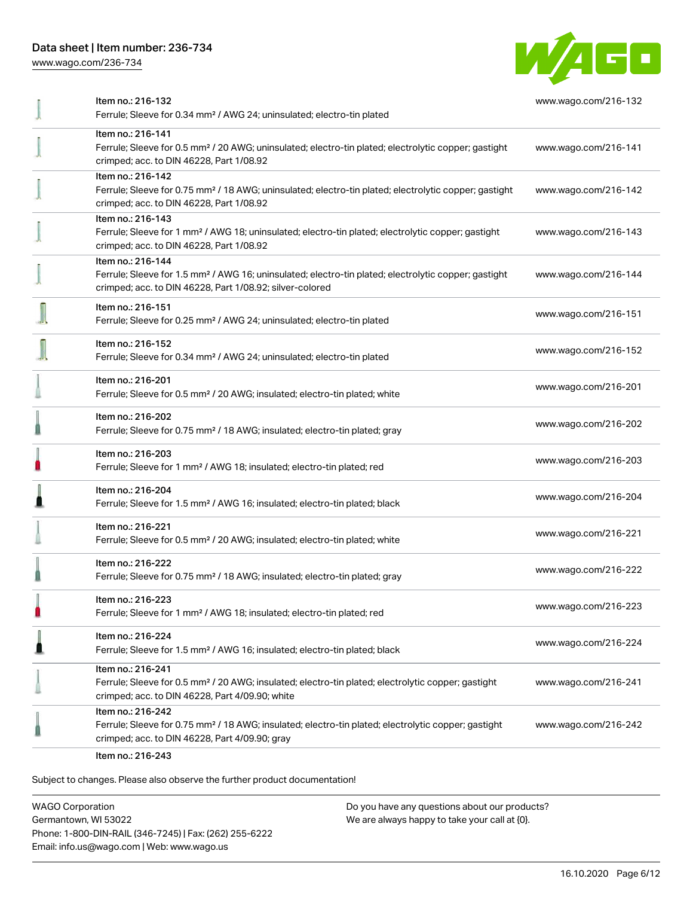| Item | Description | Link |
| --- | --- | --- |
| Item no.: 216-132 | Ferrule; Sleeve for 0.34 mm² / AWG 24; uninsulated; electro-tin plated | www.wago.com/216-132 |
| Item no.: 216-141 | Ferrule; Sleeve for 0.5 mm² / 20 AWG; uninsulated; electro-tin plated; electrolytic copper; gastight crimped; acc. to DIN 46228, Part 1/08.92 | www.wago.com/216-141 |
| Item no.: 216-142 | Ferrule; Sleeve for 0.75 mm² / 18 AWG; uninsulated; electro-tin plated; electrolytic copper; gastight crimped; acc. to DIN 46228, Part 1/08.92 | www.wago.com/216-142 |
| Item no.: 216-143 | Ferrule; Sleeve for 1 mm² / AWG 18; uninsulated; electro-tin plated; electrolytic copper; gastight crimped; acc. to DIN 46228, Part 1/08.92 | www.wago.com/216-143 |
| Item no.: 216-144 | Ferrule; Sleeve for 1.5 mm² / AWG 16; uninsulated; electro-tin plated; electrolytic copper; gastight crimped; acc. to DIN 46228, Part 1/08.92; silver-colored | www.wago.com/216-144 |
| Item no.: 216-151 | Ferrule; Sleeve for 0.25 mm² / AWG 24; uninsulated; electro-tin plated | www.wago.com/216-151 |
| Item no.: 216-152 | Ferrule; Sleeve for 0.34 mm² / AWG 24; uninsulated; electro-tin plated | www.wago.com/216-152 |
| Item no.: 216-201 | Ferrule; Sleeve for 0.5 mm² / 20 AWG; insulated; electro-tin plated; white | www.wago.com/216-201 |
| Item no.: 216-202 | Ferrule; Sleeve for 0.75 mm² / 18 AWG; insulated; electro-tin plated; gray | www.wago.com/216-202 |
| Item no.: 216-203 | Ferrule; Sleeve for 1 mm² / AWG 18; insulated; electro-tin plated; red | www.wago.com/216-203 |
| Item no.: 216-204 | Ferrule; Sleeve for 1.5 mm² / AWG 16; insulated; electro-tin plated; black | www.wago.com/216-204 |
| Item no.: 216-221 | Ferrule; Sleeve for 0.5 mm² / 20 AWG; insulated; electro-tin plated; white | www.wago.com/216-221 |
| Item no.: 216-222 | Ferrule; Sleeve for 0.75 mm² / 18 AWG; insulated; electro-tin plated; gray | www.wago.com/216-222 |
| Item no.: 216-223 | Ferrule; Sleeve for 1 mm² / AWG 18; insulated; electro-tin plated; red | www.wago.com/216-223 |
| Item no.: 216-224 | Ferrule; Sleeve for 1.5 mm² / AWG 16; insulated; electro-tin plated; black | www.wago.com/216-224 |
| Item no.: 216-241 | Ferrule; Sleeve for 0.5 mm² / 20 AWG; insulated; electro-tin plated; electrolytic copper; gastight crimped; acc. to DIN 46228, Part 4/09.90; white | www.wago.com/216-241 |
| Item no.: 216-242 | Ferrule; Sleeve for 0.75 mm² / 18 AWG; insulated; electro-tin plated; electrolytic copper; gastight crimped; acc. to DIN 46228, Part 4/09.90; gray | www.wago.com/216-242 |
| Item no.: 216-243 | | |

Subject to changes. Please also observe the further product documentation!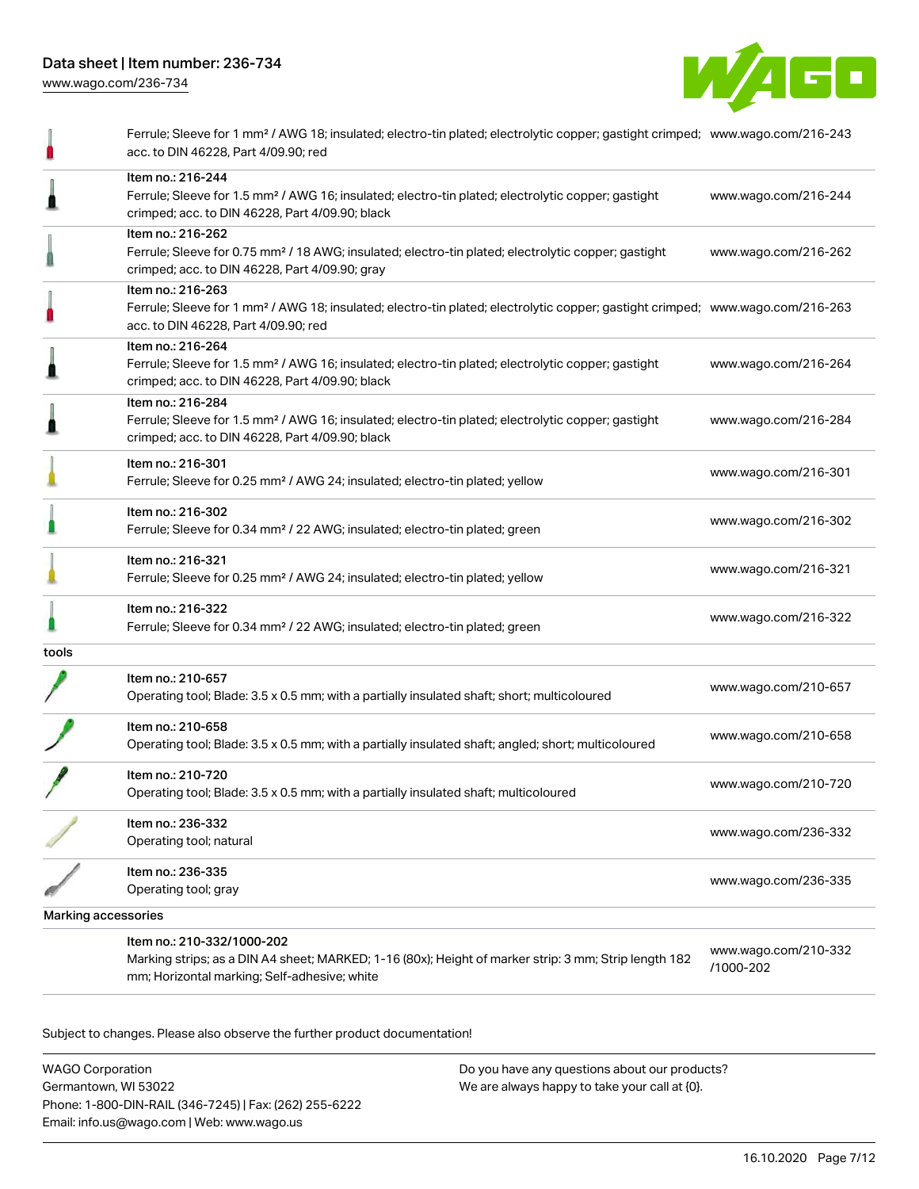| | | |
|---|---|---|
| | Ferrule; Sleeve for 1 mm² / AWG 18; insulated; electro-tin plated; electrolytic copper; gastight crimped; acc. to DIN 46228, Part 4/09.90; red | www.wago.com/216-243 |
| | Item no.: 216-244<br>Ferrule; Sleeve for 1.5 mm² / AWG 16; insulated; electro-tin plated; electrolytic copper; gastight crimped; acc. to DIN 46228, Part 4/09.90; black | www.wago.com/216-244 |
| | Item no.: 216-262<br>Ferrule; Sleeve for 0.75 mm² / 18 AWG; insulated; electro-tin plated; electrolytic copper; gastight crimped; acc. to DIN 46228, Part 4/09.90; gray | www.wago.com/216-262 |
| | Item no.: 216-263<br>Ferrule; Sleeve for 1 mm² / AWG 18; insulated; electro-tin plated; electrolytic copper; gastight crimped; acc. to DIN 46228, Part 4/09.90; red | www.wago.com/216-263 |
| | Item no.: 216-264<br>Ferrule; Sleeve for 1.5 mm² / AWG 16; insulated; electro-tin plated; electrolytic copper; gastight crimped; acc. to DIN 46228, Part 4/09.90; black | www.wago.com/216-264 |
| | Item no.: 216-284<br>Ferrule; Sleeve for 1.5 mm² / AWG 16; insulated; electro-tin plated; electrolytic copper; gastight crimped; acc. to DIN 46228, Part 4/09.90; black | www.wago.com/216-284 |
| | Item no.: 216-301<br>Ferrule; Sleeve for 0.25 mm² / AWG 24; insulated; electro-tin plated; yellow | www.wago.com/216-301 |
| | Item no.: 216-302<br>Ferrule; Sleeve for 0.34 mm² / 22 AWG; insulated; electro-tin plated; green | www.wago.com/216-302 |
| | Item no.: 216-321<br>Ferrule; Sleeve for 0.25 mm² / AWG 24; insulated; electro-tin plated; yellow | www.wago.com/216-321 |
| | Item no.: 216-322<br>Ferrule; Sleeve for 0.34 mm² / 22 AWG; insulated; electro-tin plated; green | www.wago.com/216-322 |
| tools | | |
| | Item no.: 210-657<br>Operating tool; Blade: 3.5 x 0.5 mm; with a partially insulated shaft; short; multicoloured | www.wago.com/210-657 |
| | Item no.: 210-658<br>Operating tool; Blade: 3.5 x 0.5 mm; with a partially insulated shaft; angled; short; multicoloured | www.wago.com/210-658 |
| | Item no.: 210-720<br>Operating tool; Blade: 3.5 x 0.5 mm; with a partially insulated shaft; multicoloured | www.wago.com/210-720 |
| | Item no.: 236-332<br>Operating tool; natural | www.wago.com/236-332 |
| | Item no.: 236-335<br>Operating tool; gray | www.wago.com/236-335 |
| Marking accessories | | |
| | Item no.: 210-332/1000-202<br>Marking strips; as a DIN A4 sheet; MARKED; 1-16 (80x); Height of marker strip: 3 mm; Strip length 182 mm; Horizontal marking; Self-adhesive; white | www.wago.com/210-332/1000-202 |

Subject to changes. Please also observe the further product documentation!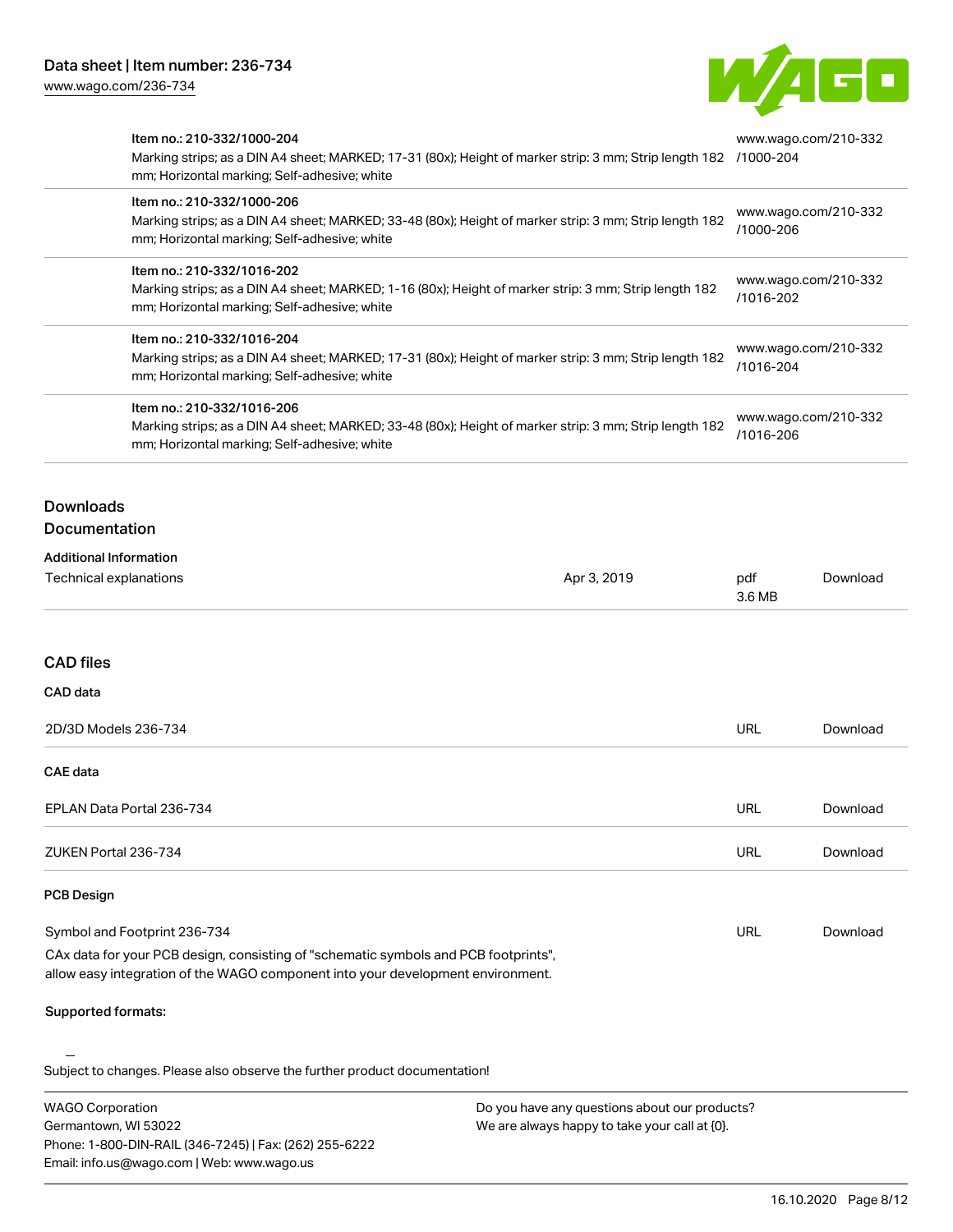| Item | URL |
| --- | --- |
| Item no.: 210-332/1000-204<br>Marking strips; as a DIN A4 sheet; MARKED; 17-31 (80x); Height of marker strip: 3 mm; Strip length 182 mm; Horizontal marking; Self-adhesive; white | www.wago.com/210-332/1000-204 |
| Item no.: 210-332/1000-206<br>Marking strips; as a DIN A4 sheet; MARKED; 33-48 (80x); Height of marker strip: 3 mm; Strip length 182 mm; Horizontal marking; Self-adhesive; white | www.wago.com/210-332/1000-206 |
| Item no.: 210-332/1016-202<br>Marking strips; as a DIN A4 sheet; MARKED; 1-16 (80x); Height of marker strip: 3 mm; Strip length 182 mm; Horizontal marking; Self-adhesive; white | www.wago.com/210-332/1016-202 |
| Item no.: 210-332/1016-204<br>Marking strips; as a DIN A4 sheet; MARKED; 17-31 (80x); Height of marker strip: 3 mm; Strip length 182 mm; Horizontal marking; Self-adhesive; white | www.wago.com/210-332/1016-204 |
| Item no.: 210-332/1016-206<br>Marking strips; as a DIN A4 sheet; MARKED; 33-48 (80x); Height of marker strip: 3 mm; Strip length 182 mm; Horizontal marking; Self-adhesive; white | www.wago.com/210-332/1016-206 |

## Downloads

### Documentation

**Additional Information**

| | | | |
| --- | --- | --- | --- |
| Technical explanations | Apr 3, 2019 | pdf<br>3.6 MB | Download |

### CAD files

**CAD data**

| | | |
| --- | --- | --- |
| 2D/3D Models 236-734 | URL | Download |

**CAE data**

| | | |
| --- | --- | --- |
| EPLAN Data Portal 236-734 | URL | Download |
| ZUKEN Portal 236-734 | URL | Download |

**PCB Design**

| | | |
| --- | --- | --- |
| Symbol and Footprint 236-734 | URL | Download |

CAx data for your PCB design, consisting of "schematic symbols and PCB footprints", allow easy integration of the WAGO component into your development environment.

**Supported formats:**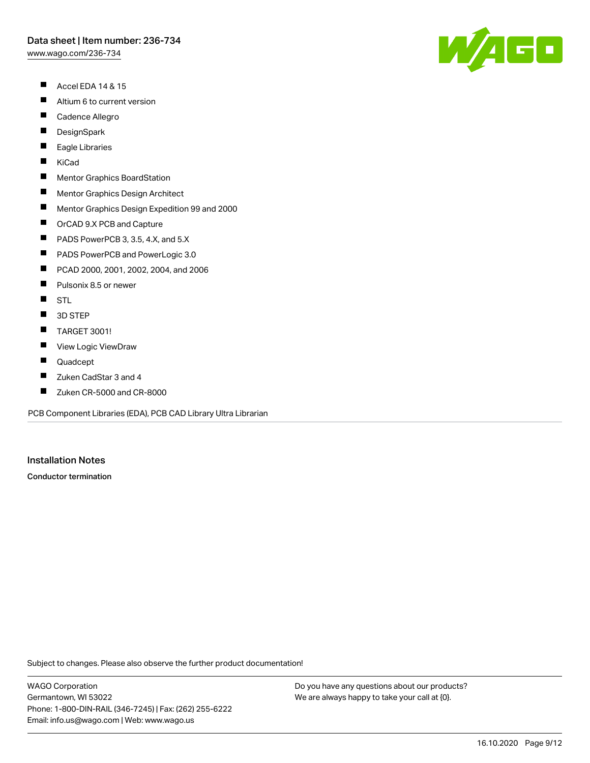- Accel EDA 14 & 15
- Altium 6 to current version
- Cadence Allegro
- DesignSpark
- Eagle Libraries
- KiCad
- Mentor Graphics BoardStation
- Mentor Graphics Design Architect
- Mentor Graphics Design Expedition 99 and 2000
- OrCAD 9.X PCB and Capture
- PADS PowerPCB 3, 3.5, 4.X, and 5.X
- PADS PowerPCB and PowerLogic 3.0
- PCAD 2000, 2001, 2002, 2004, and 2006
- Pulsonix 8.5 or newer
- STL
- 3D STEP
- TARGET 3001!
- View Logic ViewDraw
- Quadcept
- Zuken CadStar 3 and 4
- Zuken CR-5000 and CR-8000

PCB Component Libraries (EDA), PCB CAD Library Ultra Librarian

## Installation Notes

**Conductor termination**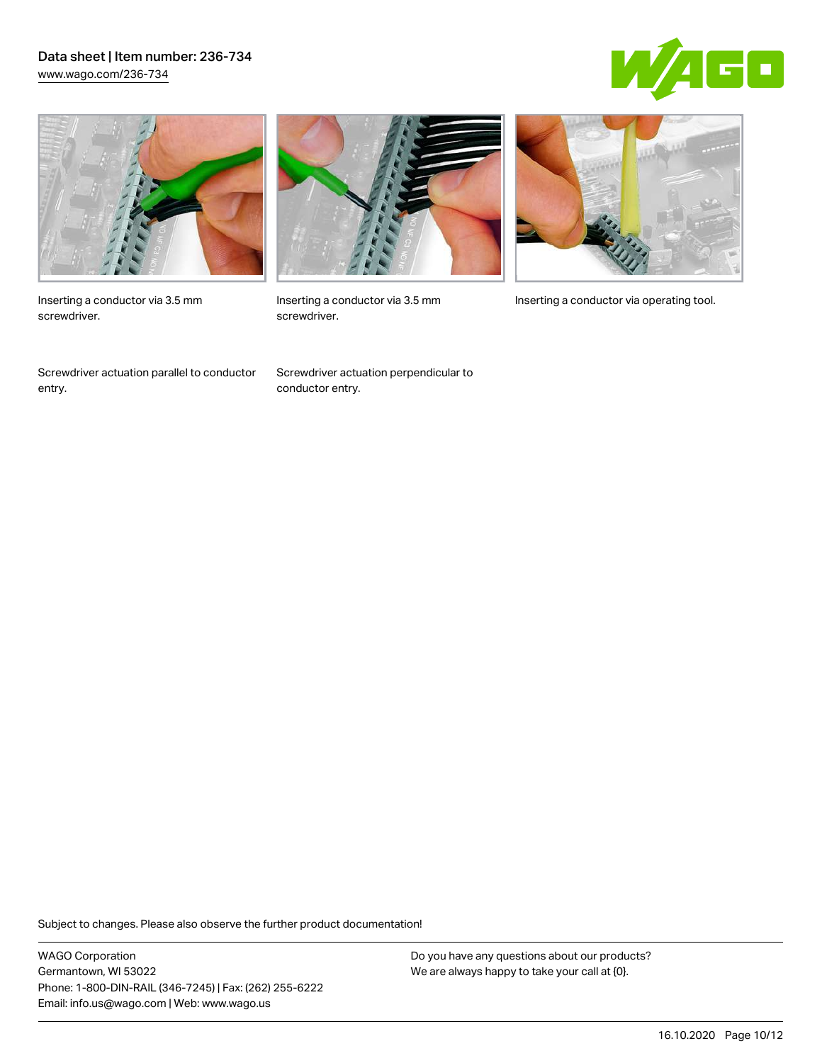Inserting a conductor via 3.5 mm screwdriver.

Inserting a conductor via 3.5 mm screwdriver.

Inserting a conductor via operating tool.

Screwdriver actuation parallel to conductor entry.

Screwdriver actuation perpendicular to conductor entry.

Subject to changes. Please also observe the further product documentation!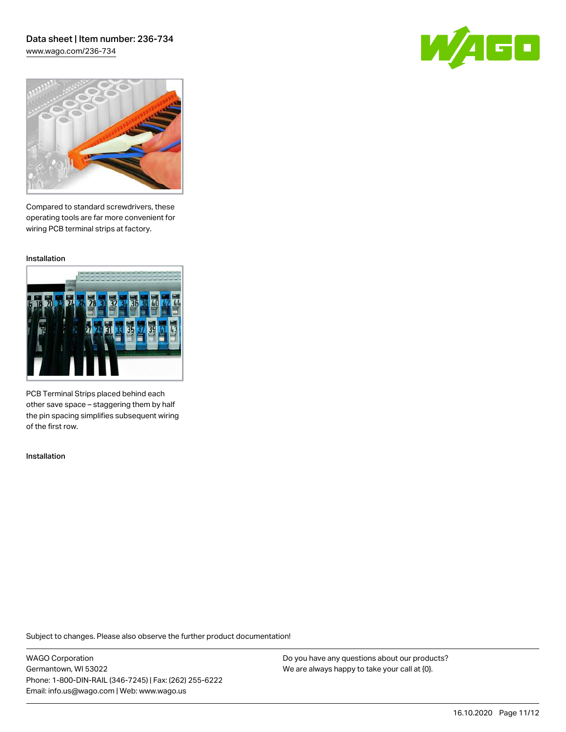Compared to standard screwdrivers, these operating tools are far more convenient for wiring PCB terminal strips at factory.

Installation

PCB Terminal Strips placed behind each other save space – staggering them by half the pin spacing simplifies subsequent wiring of the first row.

Installation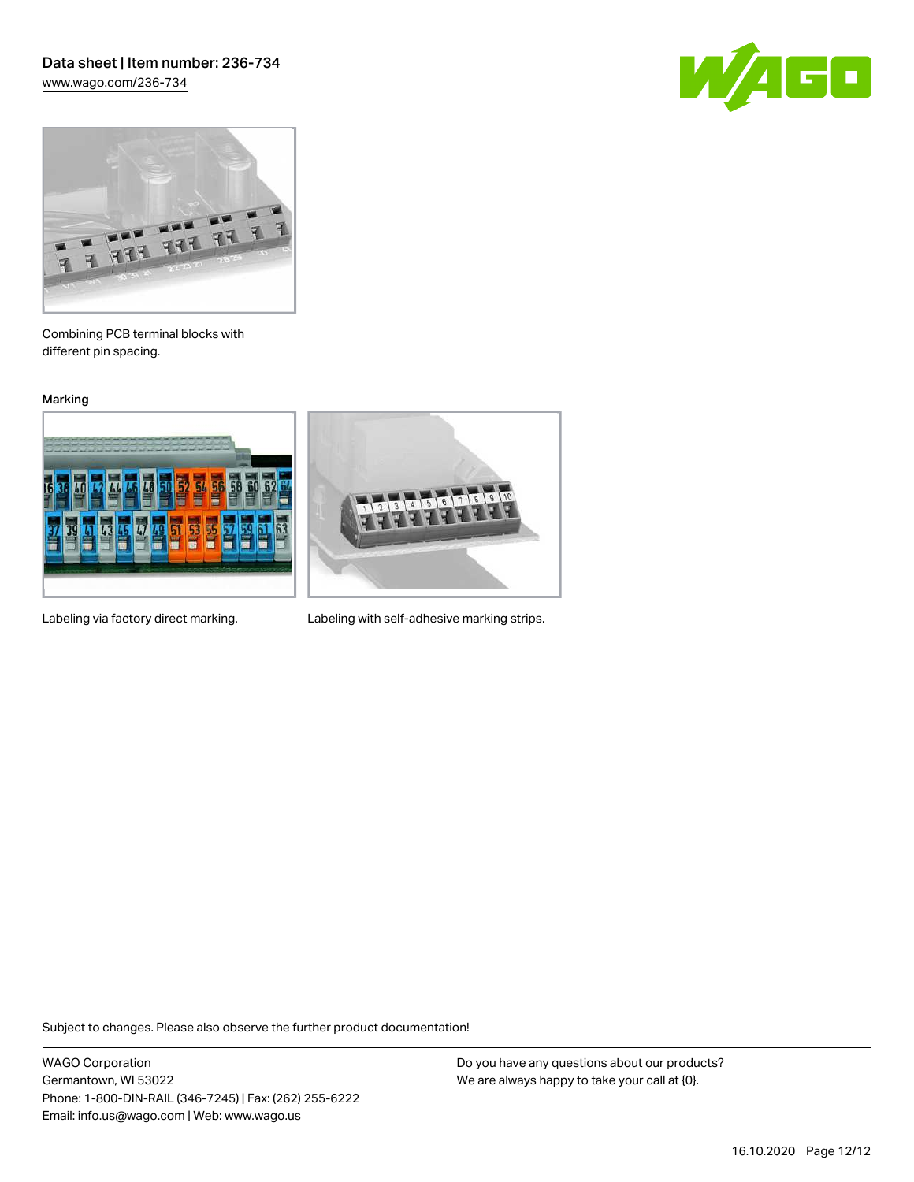Combining PCB terminal blocks with different pin spacing.

Marking

Labeling via factory direct marking.

Labeling with self-adhesive marking strips.

Subject to changes. Please also observe the further product documentation!

WAGO Corporation
Germantown, WI 53022
Phone: 1-800-DIN-RAIL (346-7245) | Fax: (262) 255-6222
Email: info.us@wago.com | Web: www.wago.us

Do you have any questions about our products?
We are always happy to take your call at {0}.